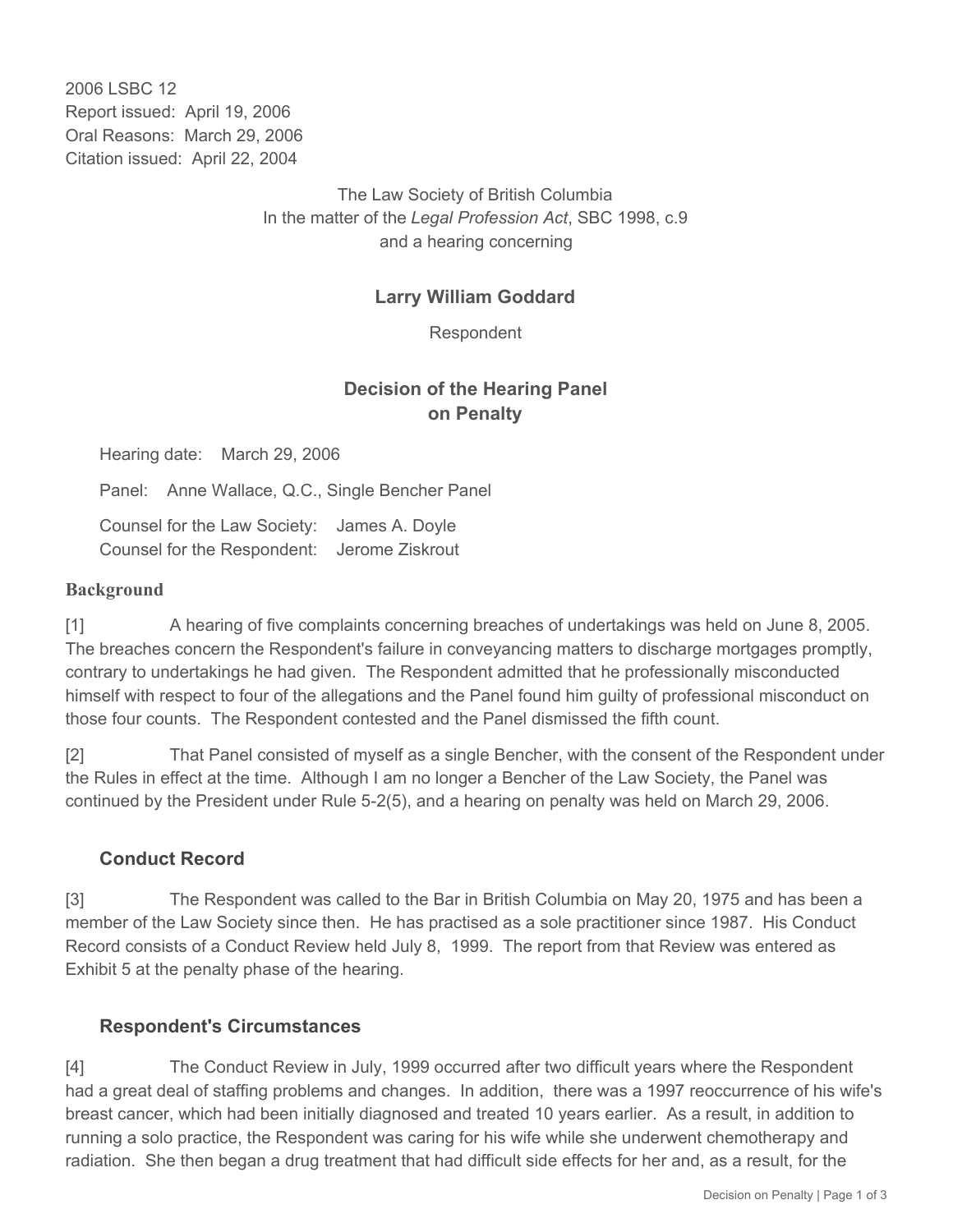2006 LSBC 12
Report issued: April 19, 2006
Oral Reasons: March 29, 2006
Citation issued: April 22, 2004

The Law Society of British Columbia
In the matter of the *Legal Profession Act*, SBC 1998, c.9
and a hearing concerning

**Larry William Goddard**

Respondent

## Decision of the Hearing Panel on Penalty

Hearing date: March 29, 2006

Panel: Anne Wallace, Q.C., Single Bencher Panel

Counsel for the Law Society: James A. Doyle
Counsel for the Respondent: Jerome Ziskrout

### Background

[1] A hearing of five complaints concerning breaches of undertakings was held on June 8, 2005. The breaches concern the Respondent's failure in conveyancing matters to discharge mortgages promptly, contrary to undertakings he had given. The Respondent admitted that he professionally misconducted himself with respect to four of the allegations and the Panel found him guilty of professional misconduct on those four counts. The Respondent contested and the Panel dismissed the fifth count.

[2] That Panel consisted of myself as a single Bencher, with the consent of the Respondent under the Rules in effect at the time. Although I am no longer a Bencher of the Law Society, the Panel was continued by the President under Rule 5-2(5), and a hearing on penalty was held on March 29, 2006.

### Conduct Record

[3] The Respondent was called to the Bar in British Columbia on May 20, 1975 and has been a member of the Law Society since then. He has practised as a sole practitioner since 1987. His Conduct Record consists of a Conduct Review held July 8, 1999. The report from that Review was entered as Exhibit 5 at the penalty phase of the hearing.

### Respondent's Circumstances

[4] The Conduct Review in July, 1999 occurred after two difficult years where the Respondent had a great deal of staffing problems and changes. In addition, there was a 1997 reoccurrence of his wife's breast cancer, which had been initially diagnosed and treated 10 years earlier. As a result, in addition to running a solo practice, the Respondent was caring for his wife while she underwent chemotherapy and radiation. She then began a drug treatment that had difficult side effects for her and, as a result, for the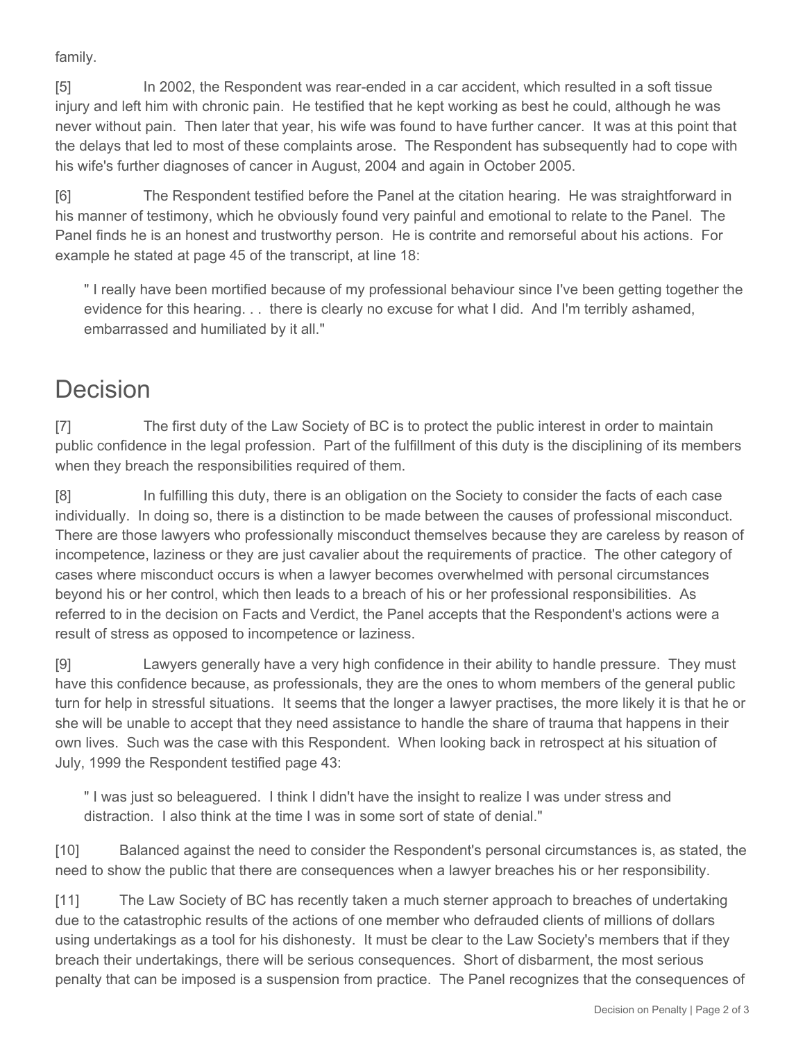family.

[5] In 2002, the Respondent was rear-ended in a car accident, which resulted in a soft tissue injury and left him with chronic pain. He testified that he kept working as best he could, although he was never without pain. Then later that year, his wife was found to have further cancer. It was at this point that the delays that led to most of these complaints arose. The Respondent has subsequently had to cope with his wife's further diagnoses of cancer in August, 2004 and again in October 2005.

[6] The Respondent testified before the Panel at the citation hearing. He was straightforward in his manner of testimony, which he obviously found very painful and emotional to relate to the Panel. The Panel finds he is an honest and trustworthy person. He is contrite and remorseful about his actions. For example he stated at page 45 of the transcript, at line 18:

> " I really have been mortified because of my professional behaviour since I've been getting together the evidence for this hearing. . . there is clearly no excuse for what I did. And I'm terribly ashamed, embarrassed and humiliated by it all."

# Decision

[7] The first duty of the Law Society of BC is to protect the public interest in order to maintain public confidence in the legal profession. Part of the fulfillment of this duty is the disciplining of its members when they breach the responsibilities required of them.

[8] In fulfilling this duty, there is an obligation on the Society to consider the facts of each case individually. In doing so, there is a distinction to be made between the causes of professional misconduct. There are those lawyers who professionally misconduct themselves because they are careless by reason of incompetence, laziness or they are just cavalier about the requirements of practice. The other category of cases where misconduct occurs is when a lawyer becomes overwhelmed with personal circumstances beyond his or her control, which then leads to a breach of his or her professional responsibilities. As referred to in the decision on Facts and Verdict, the Panel accepts that the Respondent's actions were a result of stress as opposed to incompetence or laziness.

[9] Lawyers generally have a very high confidence in their ability to handle pressure. They must have this confidence because, as professionals, they are the ones to whom members of the general public turn for help in stressful situations. It seems that the longer a lawyer practises, the more likely it is that he or she will be unable to accept that they need assistance to handle the share of trauma that happens in their own lives. Such was the case with this Respondent. When looking back in retrospect at his situation of July, 1999 the Respondent testified page 43:

> " I was just so beleaguered. I think I didn't have the insight to realize I was under stress and distraction. I also think at the time I was in some sort of state of denial."

[10] Balanced against the need to consider the Respondent's personal circumstances is, as stated, the need to show the public that there are consequences when a lawyer breaches his or her responsibility.

[11] The Law Society of BC has recently taken a much sterner approach to breaches of undertaking due to the catastrophic results of the actions of one member who defrauded clients of millions of dollars using undertakings as a tool for his dishonesty. It must be clear to the Law Society's members that if they breach their undertakings, there will be serious consequences. Short of disbarment, the most serious penalty that can be imposed is a suspension from practice. The Panel recognizes that the consequences of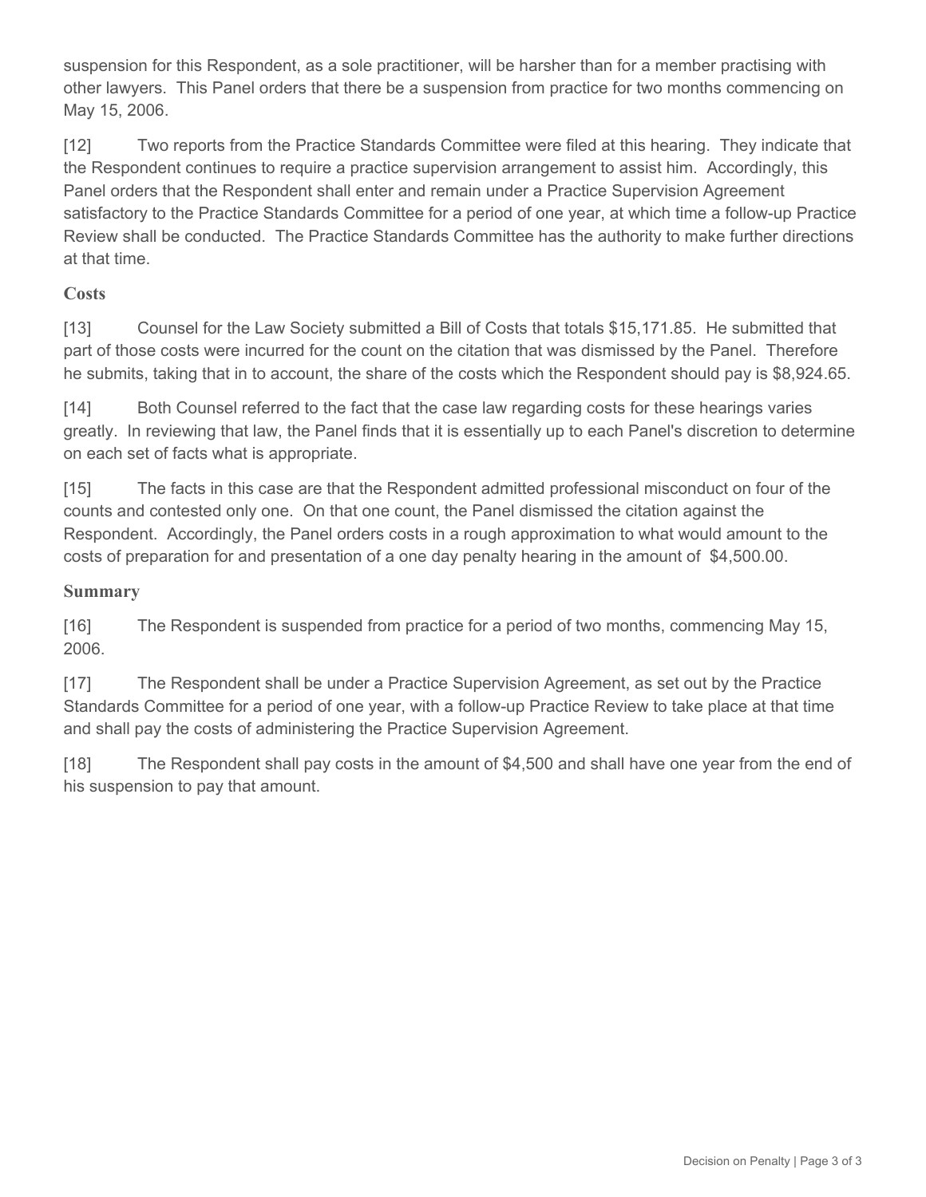suspension for this Respondent, as a sole practitioner, will be harsher than for a member practising with other lawyers. This Panel orders that there be a suspension from practice for two months commencing on May 15, 2006.

[12] Two reports from the Practice Standards Committee were filed at this hearing. They indicate that the Respondent continues to require a practice supervision arrangement to assist him. Accordingly, this Panel orders that the Respondent shall enter and remain under a Practice Supervision Agreement satisfactory to the Practice Standards Committee for a period of one year, at which time a follow-up Practice Review shall be conducted. The Practice Standards Committee has the authority to make further directions at that time.

### Costs

[13] Counsel for the Law Society submitted a Bill of Costs that totals $15,171.85. He submitted that part of those costs were incurred for the count on the citation that was dismissed by the Panel. Therefore he submits, taking that in to account, the share of the costs which the Respondent should pay is $8,924.65.

[14] Both Counsel referred to the fact that the case law regarding costs for these hearings varies greatly. In reviewing that law, the Panel finds that it is essentially up to each Panel's discretion to determine on each set of facts what is appropriate.

[15] The facts in this case are that the Respondent admitted professional misconduct on four of the counts and contested only one. On that one count, the Panel dismissed the citation against the Respondent. Accordingly, the Panel orders costs in a rough approximation to what would amount to the costs of preparation for and presentation of a one day penalty hearing in the amount of $4,500.00.

### Summary

[16] The Respondent is suspended from practice for a period of two months, commencing May 15, 2006.

[17] The Respondent shall be under a Practice Supervision Agreement, as set out by the Practice Standards Committee for a period of one year, with a follow-up Practice Review to take place at that time and shall pay the costs of administering the Practice Supervision Agreement.

[18] The Respondent shall pay costs in the amount of $4,500 and shall have one year from the end of his suspension to pay that amount.